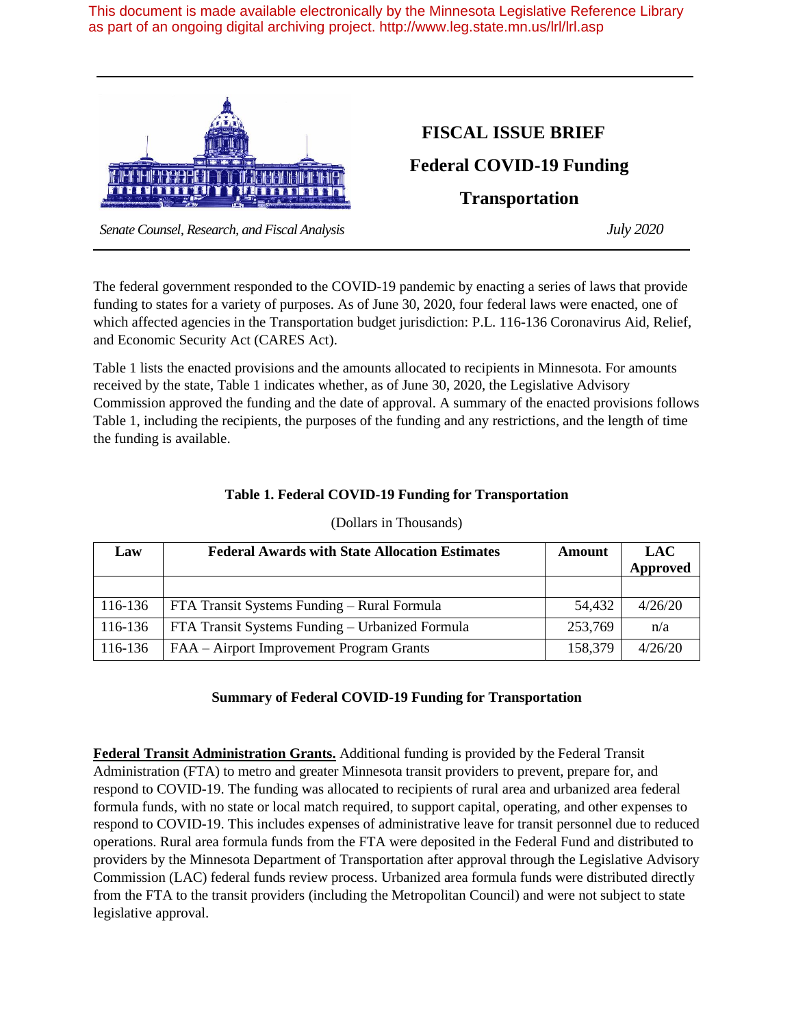This document is made available electronically by the Minnesota Legislative Reference Library as part of an ongoing digital archiving project. http://www.leg.state.mn.us/lrl/lrl.asp

# FISCAL ISSUE BRIEF

## Federal COVID-19 Funding

## Transportation

*Senate Counsel, Research, and Fiscal Analysis* *July 2020*

The federal government responded to the COVID-19 pandemic by enacting a series of laws that provide funding to states for a variety of purposes. As of June 30, 2020, four federal laws were enacted, one of which affected agencies in the Transportation budget jurisdiction: P.L. 116-136 Coronavirus Aid, Relief, and Economic Security Act (CARES Act).

Table 1 lists the enacted provisions and the amounts allocated to recipients in Minnesota. For amounts received by the state, Table 1 indicates whether, as of June 30, 2020, the Legislative Advisory Commission approved the funding and the date of approval. A summary of the enacted provisions follows Table 1, including the recipients, the purposes of the funding and any restrictions, and the length of time the funding is available.

**Table 1. Federal COVID-19 Funding for Transportation**

(Dollars in Thousands)

| Law | Federal Awards with State Allocation Estimates | Amount | LAC Approved |
|---|---|---|---|
| | | | |
| 116-136 | FTA Transit Systems Funding – Rural Formula | 54,432 | 4/26/20 |
| 116-136 | FTA Transit Systems Funding – Urbanized Formula | 253,769 | n/a |
| 116-136 | FAA – Airport Improvement Program Grants | 158,379 | 4/26/20 |

### Summary of Federal COVID-19 Funding for Transportation

**Federal Transit Administration Grants.** Additional funding is provided by the Federal Transit Administration (FTA) to metro and greater Minnesota transit providers to prevent, prepare for, and respond to COVID-19. The funding was allocated to recipients of rural area and urbanized area federal formula funds, with no state or local match required, to support capital, operating, and other expenses to respond to COVID-19. This includes expenses of administrative leave for transit personnel due to reduced operations. Rural area formula funds from the FTA were deposited in the Federal Fund and distributed to providers by the Minnesota Department of Transportation after approval through the Legislative Advisory Commission (LAC) federal funds review process. Urbanized area formula funds were distributed directly from the FTA to the transit providers (including the Metropolitan Council) and were not subject to state legislative approval.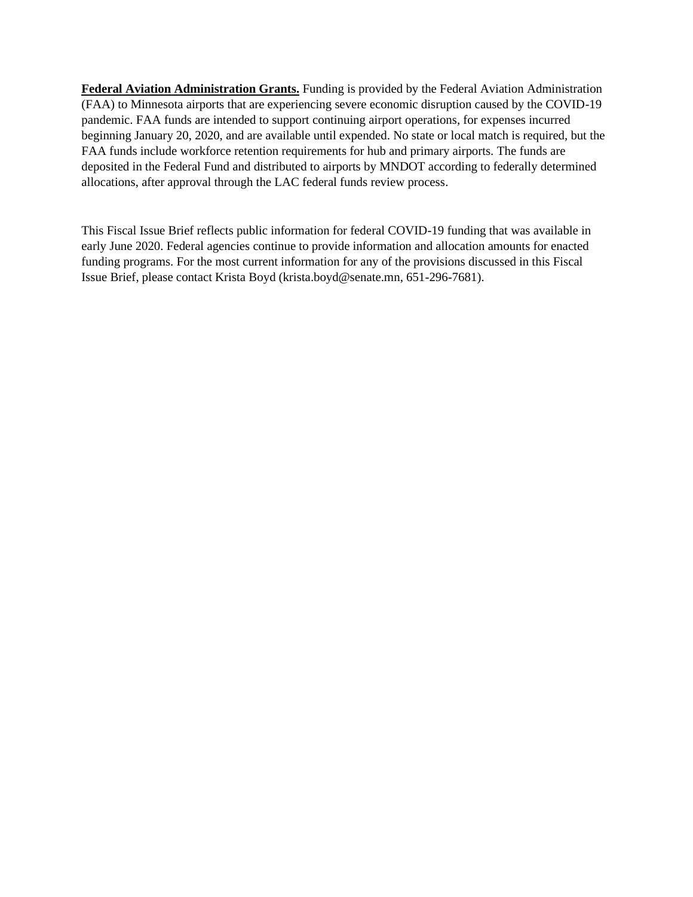**Federal Aviation Administration Grants.** Funding is provided by the Federal Aviation Administration (FAA) to Minnesota airports that are experiencing severe economic disruption caused by the COVID-19 pandemic. FAA funds are intended to support continuing airport operations, for expenses incurred beginning January 20, 2020, and are available until expended. No state or local match is required, but the FAA funds include workforce retention requirements for hub and primary airports. The funds are deposited in the Federal Fund and distributed to airports by MNDOT according to federally determined allocations, after approval through the LAC federal funds review process.

This Fiscal Issue Brief reflects public information for federal COVID-19 funding that was available in early June 2020. Federal agencies continue to provide information and allocation amounts for enacted funding programs. For the most current information for any of the provisions discussed in this Fiscal Issue Brief, please contact Krista Boyd (krista.boyd@senate.mn, 651-296-7681).